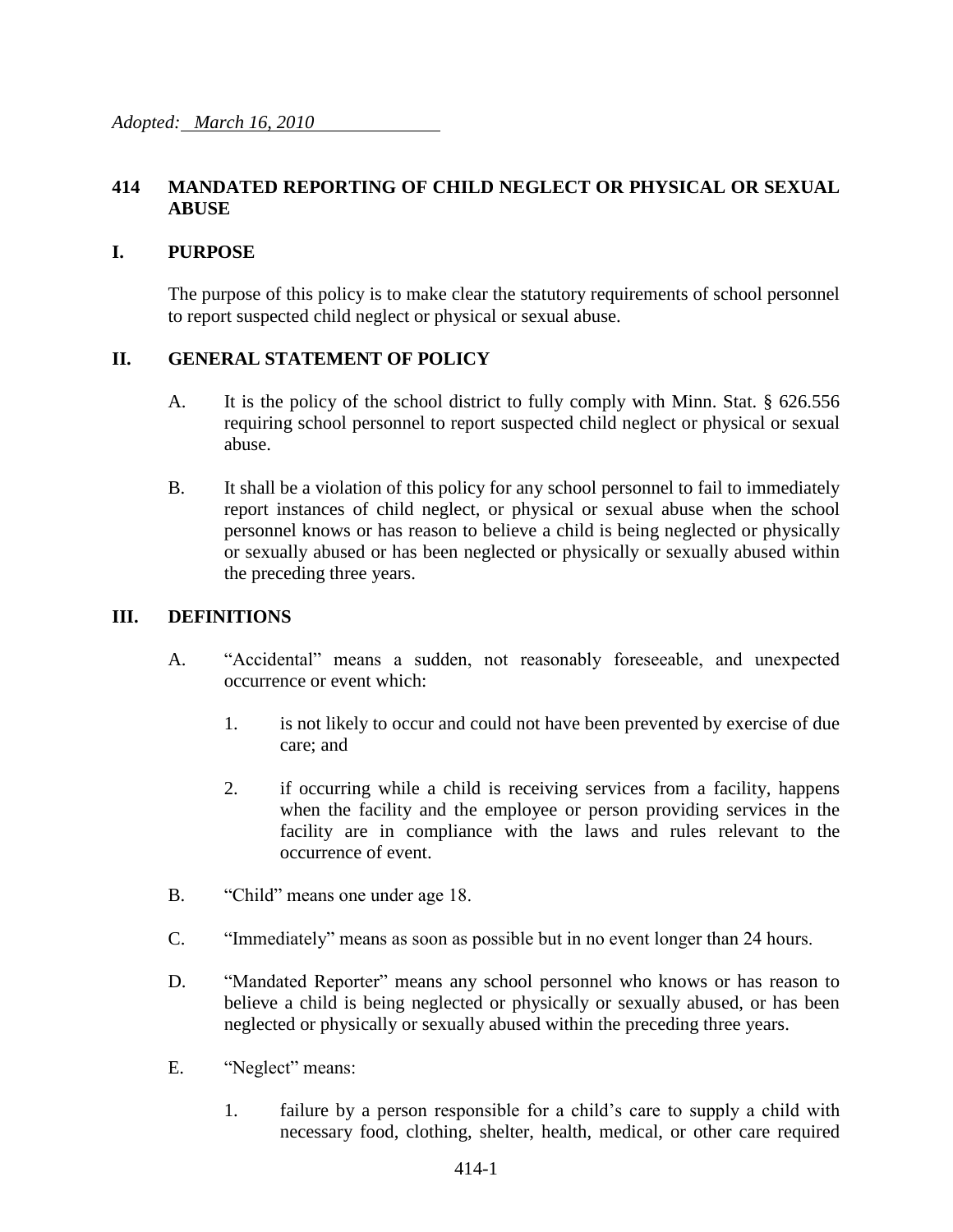*Adopted: March 16, 2010*

# 414 MANDATED REPORTING OF CHILD NEGLECT OR PHYSICAL OR SEXUAL ABUSE

## I. PURPOSE

The purpose of this policy is to make clear the statutory requirements of school personnel to report suspected child neglect or physical or sexual abuse.

## II. GENERAL STATEMENT OF POLICY

A. It is the policy of the school district to fully comply with Minn. Stat. § 626.556 requiring school personnel to report suspected child neglect or physical or sexual abuse.

B. It shall be a violation of this policy for any school personnel to fail to immediately report instances of child neglect, or physical or sexual abuse when the school personnel knows or has reason to believe a child is being neglected or physically or sexually abused or has been neglected or physically or sexually abused within the preceding three years.

## III. DEFINITIONS

A. "Accidental" means a sudden, not reasonably foreseeable, and unexpected occurrence or event which:

1. is not likely to occur and could not have been prevented by exercise of due care; and

2. if occurring while a child is receiving services from a facility, happens when the facility and the employee or person providing services in the facility are in compliance with the laws and rules relevant to the occurrence of event.

B. "Child" means one under age 18.

C. "Immediately" means as soon as possible but in no event longer than 24 hours.

D. "Mandated Reporter" means any school personnel who knows or has reason to believe a child is being neglected or physically or sexually abused, or has been neglected or physically or sexually abused within the preceding three years.

E. "Neglect" means:

1. failure by a person responsible for a child's care to supply a child with necessary food, clothing, shelter, health, medical, or other care required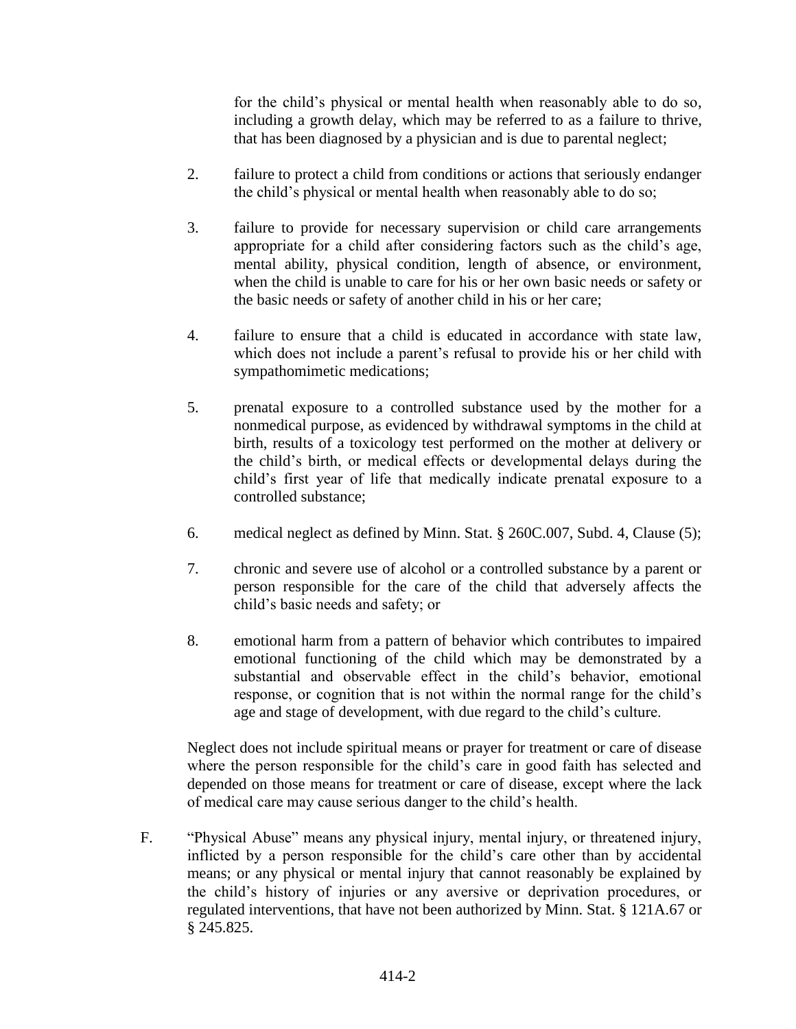for the child's physical or mental health when reasonably able to do so, including a growth delay, which may be referred to as a failure to thrive, that has been diagnosed by a physician and is due to parental neglect;

2. failure to protect a child from conditions or actions that seriously endanger the child's physical or mental health when reasonably able to do so;

3. failure to provide for necessary supervision or child care arrangements appropriate for a child after considering factors such as the child's age, mental ability, physical condition, length of absence, or environment, when the child is unable to care for his or her own basic needs or safety or the basic needs or safety of another child in his or her care;

4. failure to ensure that a child is educated in accordance with state law, which does not include a parent's refusal to provide his or her child with sympathomimetic medications;

5. prenatal exposure to a controlled substance used by the mother for a nonmedical purpose, as evidenced by withdrawal symptoms in the child at birth, results of a toxicology test performed on the mother at delivery or the child's birth, or medical effects or developmental delays during the child's first year of life that medically indicate prenatal exposure to a controlled substance;

6. medical neglect as defined by Minn. Stat. § 260C.007, Subd. 4, Clause (5);

7. chronic and severe use of alcohol or a controlled substance by a parent or person responsible for the care of the child that adversely affects the child's basic needs and safety; or

8. emotional harm from a pattern of behavior which contributes to impaired emotional functioning of the child which may be demonstrated by a substantial and observable effect in the child's behavior, emotional response, or cognition that is not within the normal range for the child's age and stage of development, with due regard to the child's culture.

Neglect does not include spiritual means or prayer for treatment or care of disease where the person responsible for the child's care in good faith has selected and depended on those means for treatment or care of disease, except where the lack of medical care may cause serious danger to the child's health.

F. "Physical Abuse" means any physical injury, mental injury, or threatened injury, inflicted by a person responsible for the child's care other than by accidental means; or any physical or mental injury that cannot reasonably be explained by the child's history of injuries or any aversive or deprivation procedures, or regulated interventions, that have not been authorized by Minn. Stat. § 121A.67 or § 245.825.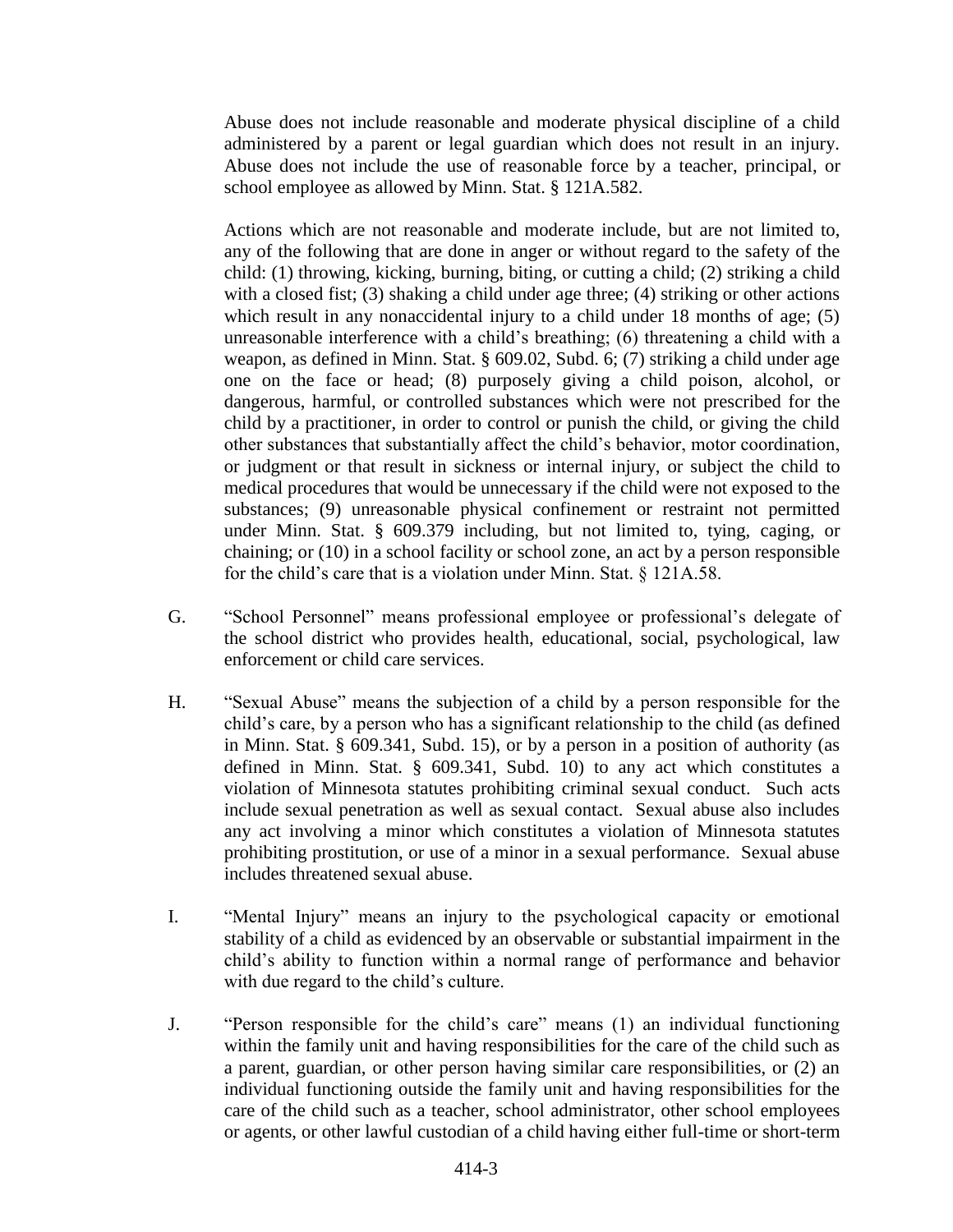Abuse does not include reasonable and moderate physical discipline of a child administered by a parent or legal guardian which does not result in an injury. Abuse does not include the use of reasonable force by a teacher, principal, or school employee as allowed by Minn. Stat. § 121A.582.

Actions which are not reasonable and moderate include, but are not limited to, any of the following that are done in anger or without regard to the safety of the child: (1) throwing, kicking, burning, biting, or cutting a child; (2) striking a child with a closed fist; (3) shaking a child under age three; (4) striking or other actions which result in any nonaccidental injury to a child under 18 months of age; (5) unreasonable interference with a child's breathing; (6) threatening a child with a weapon, as defined in Minn. Stat. § 609.02, Subd. 6; (7) striking a child under age one on the face or head; (8) purposely giving a child poison, alcohol, or dangerous, harmful, or controlled substances which were not prescribed for the child by a practitioner, in order to control or punish the child, or giving the child other substances that substantially affect the child's behavior, motor coordination, or judgment or that result in sickness or internal injury, or subject the child to medical procedures that would be unnecessary if the child were not exposed to the substances; (9) unreasonable physical confinement or restraint not permitted under Minn. Stat. § 609.379 including, but not limited to, tying, caging, or chaining; or (10) in a school facility or school zone, an act by a person responsible for the child's care that is a violation under Minn. Stat. § 121A.58.

G. "School Personnel" means professional employee or professional's delegate of the school district who provides health, educational, social, psychological, law enforcement or child care services.

H. "Sexual Abuse" means the subjection of a child by a person responsible for the child's care, by a person who has a significant relationship to the child (as defined in Minn. Stat. § 609.341, Subd. 15), or by a person in a position of authority (as defined in Minn. Stat. § 609.341, Subd. 10) to any act which constitutes a violation of Minnesota statutes prohibiting criminal sexual conduct. Such acts include sexual penetration as well as sexual contact. Sexual abuse also includes any act involving a minor which constitutes a violation of Minnesota statutes prohibiting prostitution, or use of a minor in a sexual performance. Sexual abuse includes threatened sexual abuse.

I. "Mental Injury" means an injury to the psychological capacity or emotional stability of a child as evidenced by an observable or substantial impairment in the child's ability to function within a normal range of performance and behavior with due regard to the child's culture.

J. "Person responsible for the child's care" means (1) an individual functioning within the family unit and having responsibilities for the care of the child such as a parent, guardian, or other person having similar care responsibilities, or (2) an individual functioning outside the family unit and having responsibilities for the care of the child such as a teacher, school administrator, other school employees or agents, or other lawful custodian of a child having either full-time or short-term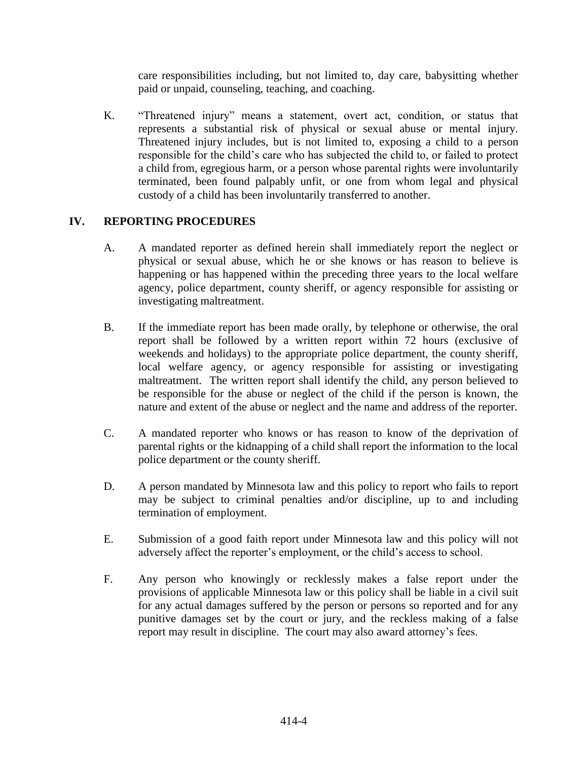care responsibilities including, but not limited to, day care, babysitting whether paid or unpaid, counseling, teaching, and coaching.

K. "Threatened injury" means a statement, overt act, condition, or status that represents a substantial risk of physical or sexual abuse or mental injury. Threatened injury includes, but is not limited to, exposing a child to a person responsible for the child's care who has subjected the child to, or failed to protect a child from, egregious harm, or a person whose parental rights were involuntarily terminated, been found palpably unfit, or one from whom legal and physical custody of a child has been involuntarily transferred to another.

## IV. REPORTING PROCEDURES

A. A mandated reporter as defined herein shall immediately report the neglect or physical or sexual abuse, which he or she knows or has reason to believe is happening or has happened within the preceding three years to the local welfare agency, police department, county sheriff, or agency responsible for assisting or investigating maltreatment.

B. If the immediate report has been made orally, by telephone or otherwise, the oral report shall be followed by a written report within 72 hours (exclusive of weekends and holidays) to the appropriate police department, the county sheriff, local welfare agency, or agency responsible for assisting or investigating maltreatment. The written report shall identify the child, any person believed to be responsible for the abuse or neglect of the child if the person is known, the nature and extent of the abuse or neglect and the name and address of the reporter.

C. A mandated reporter who knows or has reason to know of the deprivation of parental rights or the kidnapping of a child shall report the information to the local police department or the county sheriff.

D. A person mandated by Minnesota law and this policy to report who fails to report may be subject to criminal penalties and/or discipline, up to and including termination of employment.

E. Submission of a good faith report under Minnesota law and this policy will not adversely affect the reporter's employment, or the child's access to school.

F. Any person who knowingly or recklessly makes a false report under the provisions of applicable Minnesota law or this policy shall be liable in a civil suit for any actual damages suffered by the person or persons so reported and for any punitive damages set by the court or jury, and the reckless making of a false report may result in discipline. The court may also award attorney's fees.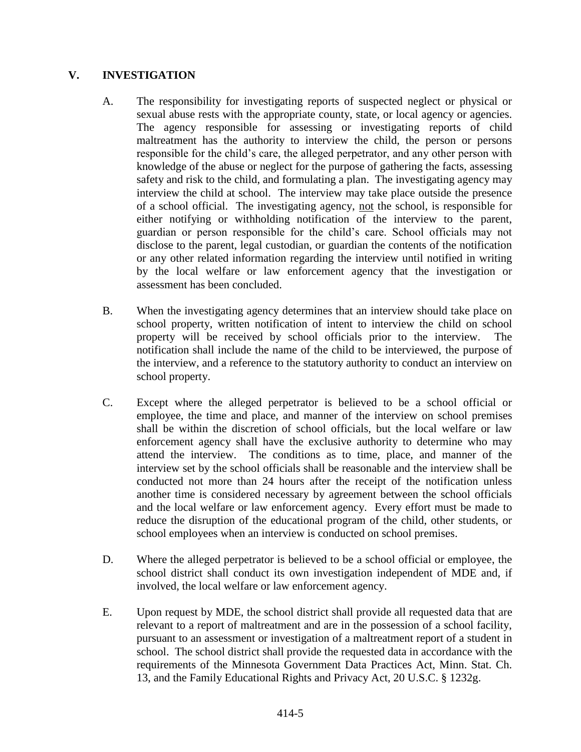## V. INVESTIGATION

A. The responsibility for investigating reports of suspected neglect or physical or sexual abuse rests with the appropriate county, state, or local agency or agencies. The agency responsible for assessing or investigating reports of child maltreatment has the authority to interview the child, the person or persons responsible for the child's care, the alleged perpetrator, and any other person with knowledge of the abuse or neglect for the purpose of gathering the facts, assessing safety and risk to the child, and formulating a plan. The investigating agency may interview the child at school. The interview may take place outside the presence of a school official. The investigating agency, not the school, is responsible for either notifying or withholding notification of the interview to the parent, guardian or person responsible for the child's care. School officials may not disclose to the parent, legal custodian, or guardian the contents of the notification or any other related information regarding the interview until notified in writing by the local welfare or law enforcement agency that the investigation or assessment has been concluded.

B. When the investigating agency determines that an interview should take place on school property, written notification of intent to interview the child on school property will be received by school officials prior to the interview. The notification shall include the name of the child to be interviewed, the purpose of the interview, and a reference to the statutory authority to conduct an interview on school property.

C. Except where the alleged perpetrator is believed to be a school official or employee, the time and place, and manner of the interview on school premises shall be within the discretion of school officials, but the local welfare or law enforcement agency shall have the exclusive authority to determine who may attend the interview. The conditions as to time, place, and manner of the interview set by the school officials shall be reasonable and the interview shall be conducted not more than 24 hours after the receipt of the notification unless another time is considered necessary by agreement between the school officials and the local welfare or law enforcement agency. Every effort must be made to reduce the disruption of the educational program of the child, other students, or school employees when an interview is conducted on school premises.

D. Where the alleged perpetrator is believed to be a school official or employee, the school district shall conduct its own investigation independent of MDE and, if involved, the local welfare or law enforcement agency.

E. Upon request by MDE, the school district shall provide all requested data that are relevant to a report of maltreatment and are in the possession of a school facility, pursuant to an assessment or investigation of a maltreatment report of a student in school. The school district shall provide the requested data in accordance with the requirements of the Minnesota Government Data Practices Act, Minn. Stat. Ch. 13, and the Family Educational Rights and Privacy Act, 20 U.S.C. § 1232g.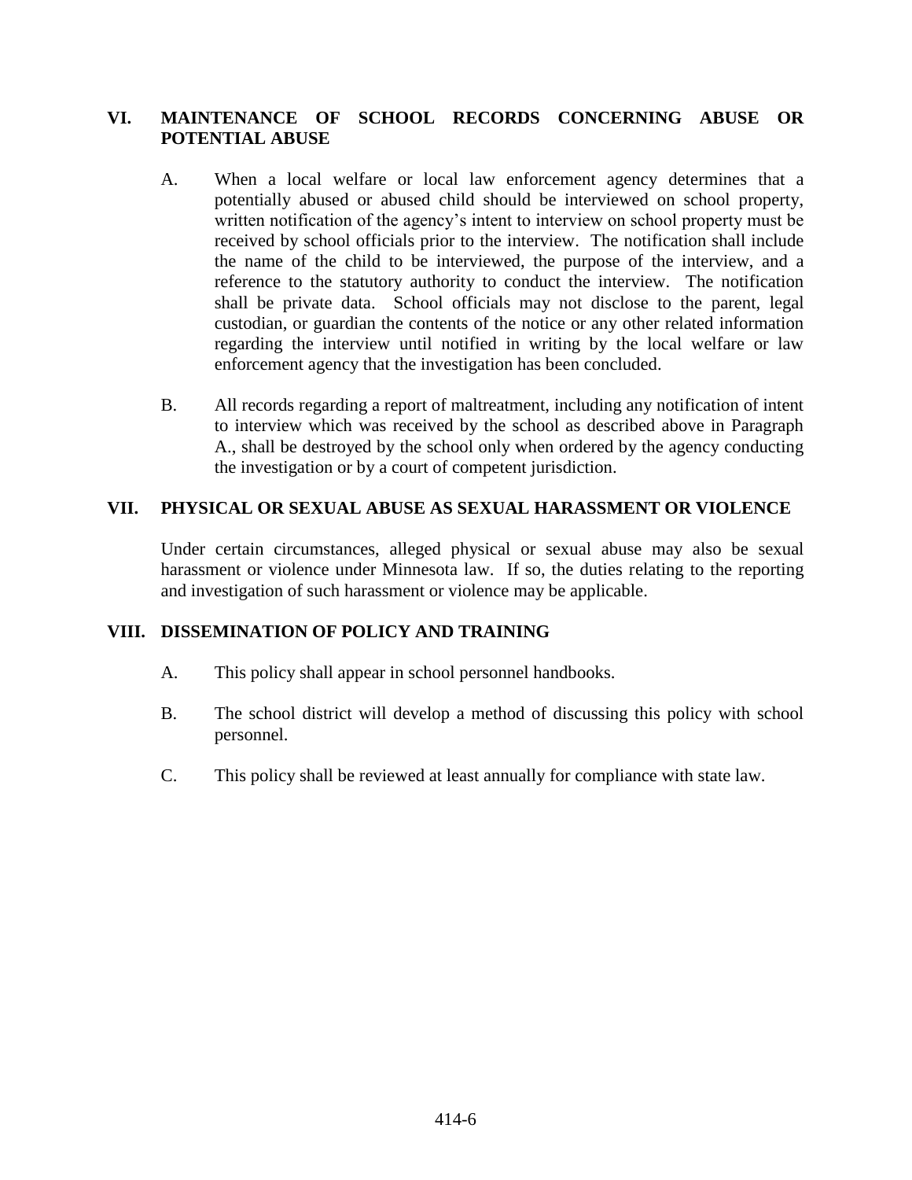## VI. MAINTENANCE OF SCHOOL RECORDS CONCERNING ABUSE OR POTENTIAL ABUSE

A. When a local welfare or local law enforcement agency determines that a potentially abused or abused child should be interviewed on school property, written notification of the agency's intent to interview on school property must be received by school officials prior to the interview. The notification shall include the name of the child to be interviewed, the purpose of the interview, and a reference to the statutory authority to conduct the interview. The notification shall be private data. School officials may not disclose to the parent, legal custodian, or guardian the contents of the notice or any other related information regarding the interview until notified in writing by the local welfare or law enforcement agency that the investigation has been concluded.

B. All records regarding a report of maltreatment, including any notification of intent to interview which was received by the school as described above in Paragraph A., shall be destroyed by the school only when ordered by the agency conducting the investigation or by a court of competent jurisdiction.

## VII. PHYSICAL OR SEXUAL ABUSE AS SEXUAL HARASSMENT OR VIOLENCE

Under certain circumstances, alleged physical or sexual abuse may also be sexual harassment or violence under Minnesota law. If so, the duties relating to the reporting and investigation of such harassment or violence may be applicable.

## VIII. DISSEMINATION OF POLICY AND TRAINING

A. This policy shall appear in school personnel handbooks.

B. The school district will develop a method of discussing this policy with school personnel.

C. This policy shall be reviewed at least annually for compliance with state law.